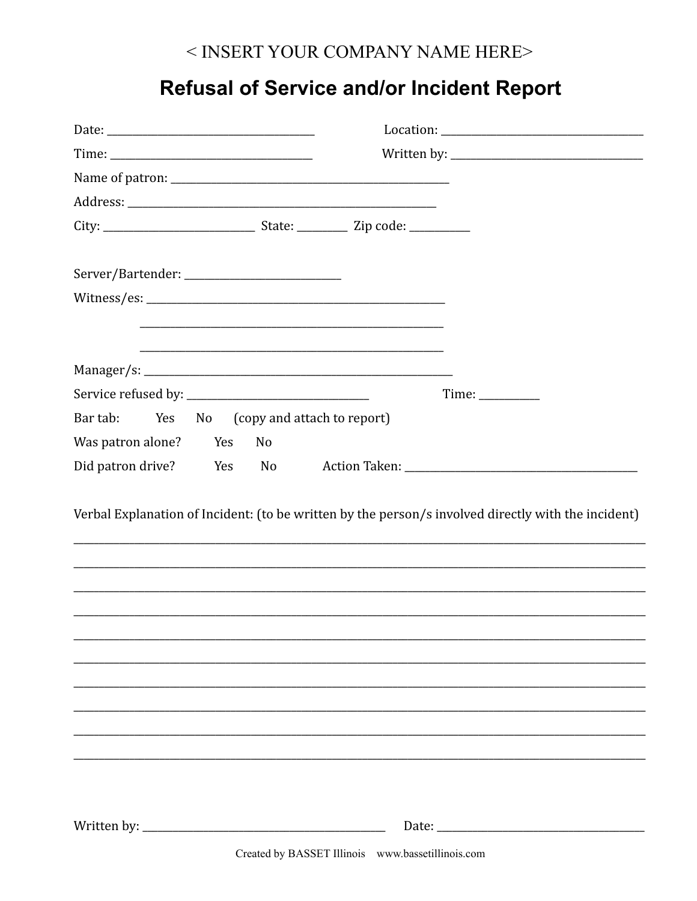< INSERT YOUR COMPANY NAME HERE>

# Refusal of Service and/or Incident Report

Date: ___________________________________ Location: ___________________________________

Time: ___________________________________ Written by: _________________________________

Name of patron: ___________________________________________________

Address: _________________________________________________________

City: ___________________________ State: _________ Zip code: ___________

Server/Bartender: ____________________________

Witness/es: ______________________________________________________

______________________________________________________

______________________________________________________

Manager/s: ______________________________________________________

Service refused by: _________________________________ Time: ___________

Bar tab: Yes No (copy and attach to report)

Was patron alone? Yes No

Did patron drive? Yes No Action Taken: ___________________________________________

Verbal Explanation of Incident: (to be written by the person/s involved directly with the incident)

______________________________________________________________________________________________

______________________________________________________________________________________________

______________________________________________________________________________________________

______________________________________________________________________________________________

______________________________________________________________________________________________

______________________________________________________________________________________________

______________________________________________________________________________________________

______________________________________________________________________________________________

______________________________________________________________________________________________

______________________________________________________________________________________________

Written by: _____________________________________________ Date: _____________________________________

Created by BASSET Illinois www.bassetillinois.com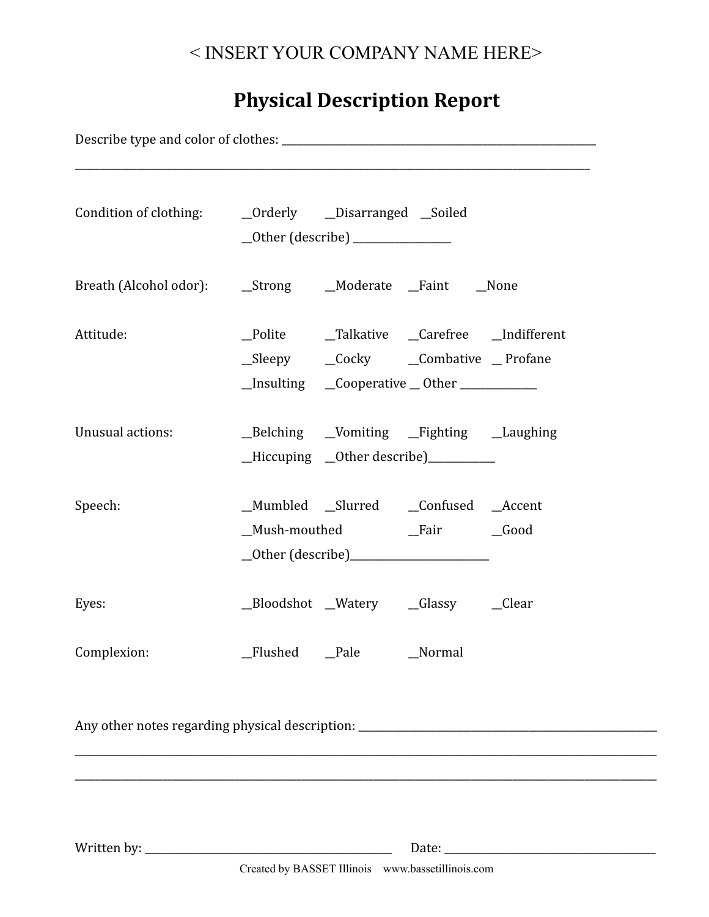< INSERT YOUR COMPANY NAME HERE>

# Physical Description Report

Describe type and color of clothes: ______________________________________________________________
______________________________________________________________________________________________

| | | | | |
|---|---|---|---|---|
| Condition of clothing: | __Orderly | __Disarranged | __Soiled | |
| | __Other (describe) __________________ | | | |
| Breath (Alcohol odor): | __Strong | __Moderate | __Faint | __None |
| Attitude: | __Polite | __Talkative | __Carefree | __Indifferent |
| | __Sleepy | __Cocky | __Combative | __ Profane |
| | __Insulting | __Cooperative | __ Other ______________ | |
| Unusual actions: | __Belching | __Vomiting | __Fighting | __Laughing |
| | __Hiccuping | __Other describe)____________ | | |
| Speech: | __Mumbled | __Slurred | __Confused | __Accent |
| | __Mush-mouthed | | __Fair | __Good |
| | __Other (describe)__________________________ | | | |
| Eyes: | __Bloodshot | __Watery | __Glassy | __Clear |
| Complexion: | __Flushed | __Pale | __Normal | |

Any other notes regarding physical description: ________________________________________________
______________________________________________________________________________________________
______________________________________________________________________________________________

Written by: ____________________________________________ Date: ______________________________________

Created by BASSET Illinois www.bassetillinois.com